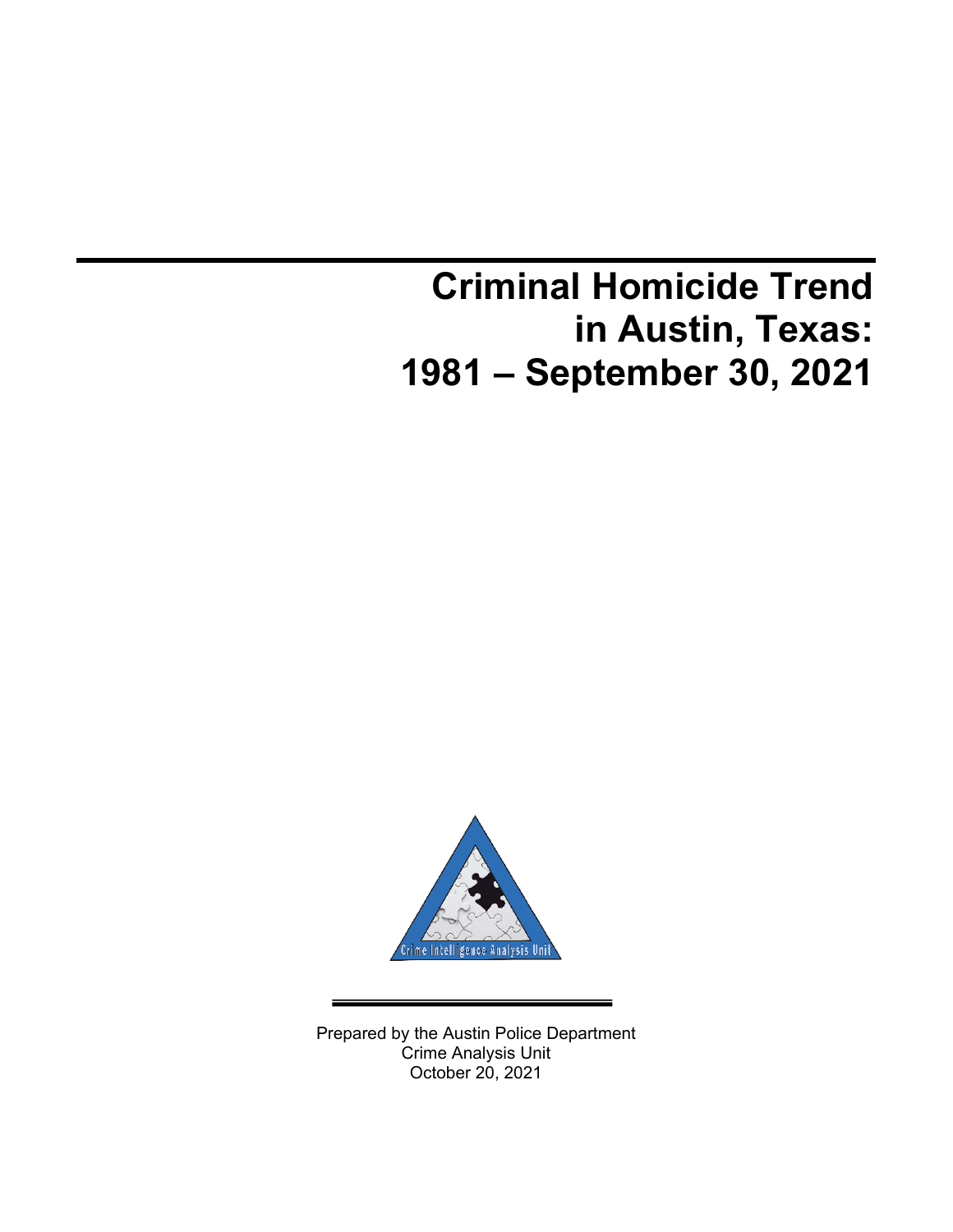# Criminal Homicide Trend in Austin, Texas: 1981 – September 30, 2021

Prepared by the Austin Police Department
Crime Analysis Unit
October 20, 2021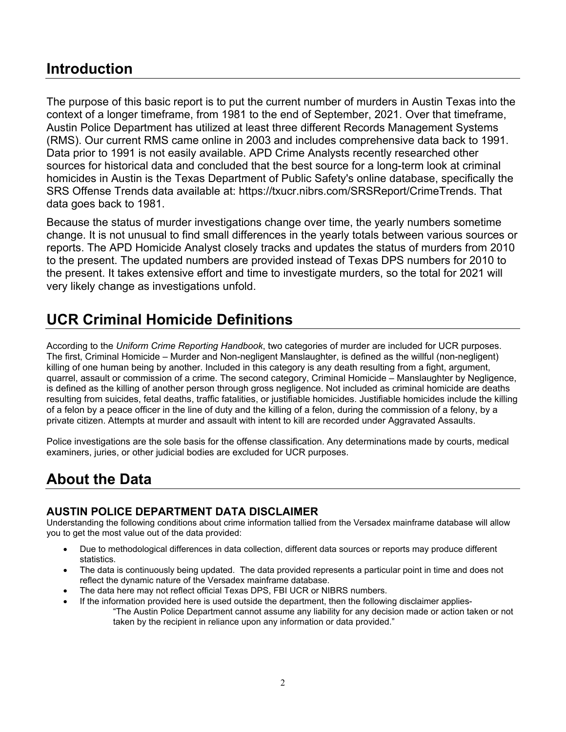## Introduction

The purpose of this basic report is to put the current number of murders in Austin Texas into the context of a longer timeframe, from 1981 to the end of September, 2021. Over that timeframe, Austin Police Department has utilized at least three different Records Management Systems (RMS). Our current RMS came online in 2003 and includes comprehensive data back to 1991. Data prior to 1991 is not easily available. APD Crime Analysts recently researched other sources for historical data and concluded that the best source for a long-term look at criminal homicides in Austin is the Texas Department of Public Safety's online database, specifically the SRS Offense Trends data available at: https://txucr.nibrs.com/SRSReport/CrimeTrends. That data goes back to 1981.

Because the status of murder investigations change over time, the yearly numbers sometime change. It is not unusual to find small differences in the yearly totals between various sources or reports. The APD Homicide Analyst closely tracks and updates the status of murders from 2010 to the present. The updated numbers are provided instead of Texas DPS numbers for 2010 to the present. It takes extensive effort and time to investigate murders, so the total for 2021 will very likely change as investigations unfold.

## UCR Criminal Homicide Definitions

According to the *Uniform Crime Reporting Handbook*, two categories of murder are included for UCR purposes. The first, Criminal Homicide – Murder and Non-negligent Manslaughter, is defined as the willful (non-negligent) killing of one human being by another. Included in this category is any death resulting from a fight, argument, quarrel, assault or commission of a crime. The second category, Criminal Homicide – Manslaughter by Negligence, is defined as the killing of another person through gross negligence. Not included as criminal homicide are deaths resulting from suicides, fetal deaths, traffic fatalities, or justifiable homicides. Justifiable homicides include the killing of a felon by a peace officer in the line of duty and the killing of a felon, during the commission of a felony, by a private citizen. Attempts at murder and assault with intent to kill are recorded under Aggravated Assaults.

Police investigations are the sole basis for the offense classification. Any determinations made by courts, medical examiners, juries, or other judicial bodies are excluded for UCR purposes.

## About the Data

### AUSTIN POLICE DEPARTMENT DATA DISCLAIMER

Understanding the following conditions about crime information tallied from the Versadex mainframe database will allow you to get the most value out of the data provided:

- Due to methodological differences in data collection, different data sources or reports may produce different statistics.
- The data is continuously being updated. The data provided represents a particular point in time and does not reflect the dynamic nature of the Versadex mainframe database.
- The data here may not reflect official Texas DPS, FBI UCR or NIBRS numbers.
- If the information provided here is used outside the department, then the following disclaimer applies-

  "The Austin Police Department cannot assume any liability for any decision made or action taken or not taken by the recipient in reliance upon any information or data provided."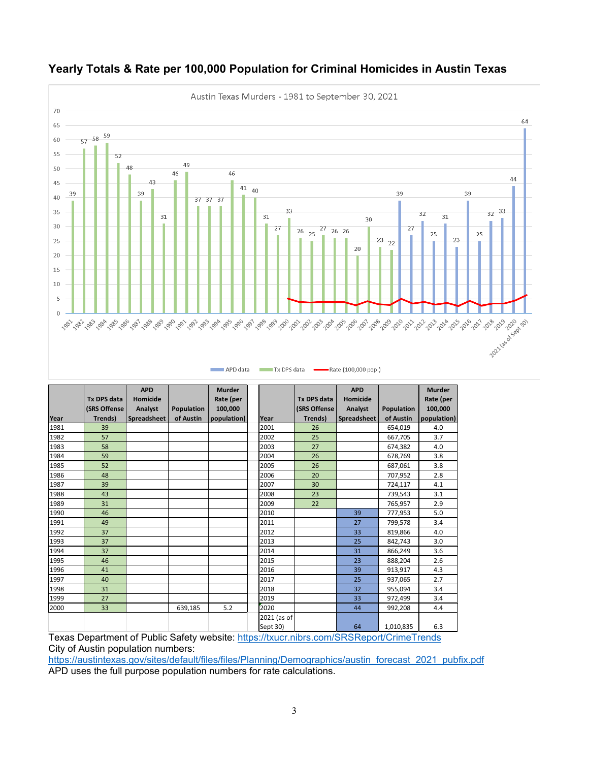## Yearly Totals & Rate per 100,000 Population for Criminal Homicides in Austin Texas

Austin Texas Murders - 1981 to September 30, 2021

| Year | Tx DPS data (SRS Offense Trends) | APD Homicide Analyst Spreadsheet | Population of Austin | Murder Rate (per 100,000 population) |
|---|---|---|---|---|
| 1981 | 39 | | | |
| 1982 | 57 | | | |
| 1983 | 58 | | | |
| 1984 | 59 | | | |
| 1985 | 52 | | | |
| 1986 | 48 | | | |
| 1987 | 39 | | | |
| 1988 | 43 | | | |
| 1989 | 31 | | | |
| 1990 | 46 | | | |
| 1991 | 49 | | | |
| 1992 | 37 | | | |
| 1993 | 37 | | | |
| 1994 | 37 | | | |
| 1995 | 46 | | | |
| 1996 | 41 | | | |
| 1997 | 40 | | | |
| 1998 | 31 | | | |
| 1999 | 27 | | | |
| 2000 | 33 | | 639,185 | 5.2 |
| 2001 | 26 | | 654,019 | 4.0 |
| 2002 | 25 | | 667,705 | 3.7 |
| 2003 | 27 | | 674,382 | 4.0 |
| 2004 | 26 | | 678,769 | 3.8 |
| 2005 | 26 | | 687,061 | 3.8 |
| 2006 | 20 | | 707,952 | 2.8 |
| 2007 | 30 | | 724,117 | 4.1 |
| 2008 | 23 | | 739,543 | 3.1 |
| 2009 | 22 | | 765,957 | 2.9 |
| 2010 | | 39 | 777,953 | 5.0 |
| 2011 | | 27 | 799,578 | 3.4 |
| 2012 | | 33 | 819,866 | 4.0 |
| 2013 | | 25 | 842,743 | 3.0 |
| 2014 | | 31 | 866,249 | 3.6 |
| 2015 | | 23 | 888,204 | 2.6 |
| 2016 | | 39 | 913,917 | 4.3 |
| 2017 | | 25 | 937,065 | 2.7 |
| 2018 | | 32 | 955,094 | 3.4 |
| 2019 | | 33 | 972,499 | 3.4 |
| 2020 | | 44 | 992,208 | 4.4 |
| 2021 (as of Sept 30) | | 64 | 1,010,835 | 6.3 |

Texas Department of Public Safety website: https://txucr.nibrs.com/SRSReport/CrimeTrends
City of Austin population numbers:
https://austintexas.gov/sites/default/files/files/Planning/Demographics/austin_forecast_2021_pubfix.pdf
APD uses the full purpose population numbers for rate calculations.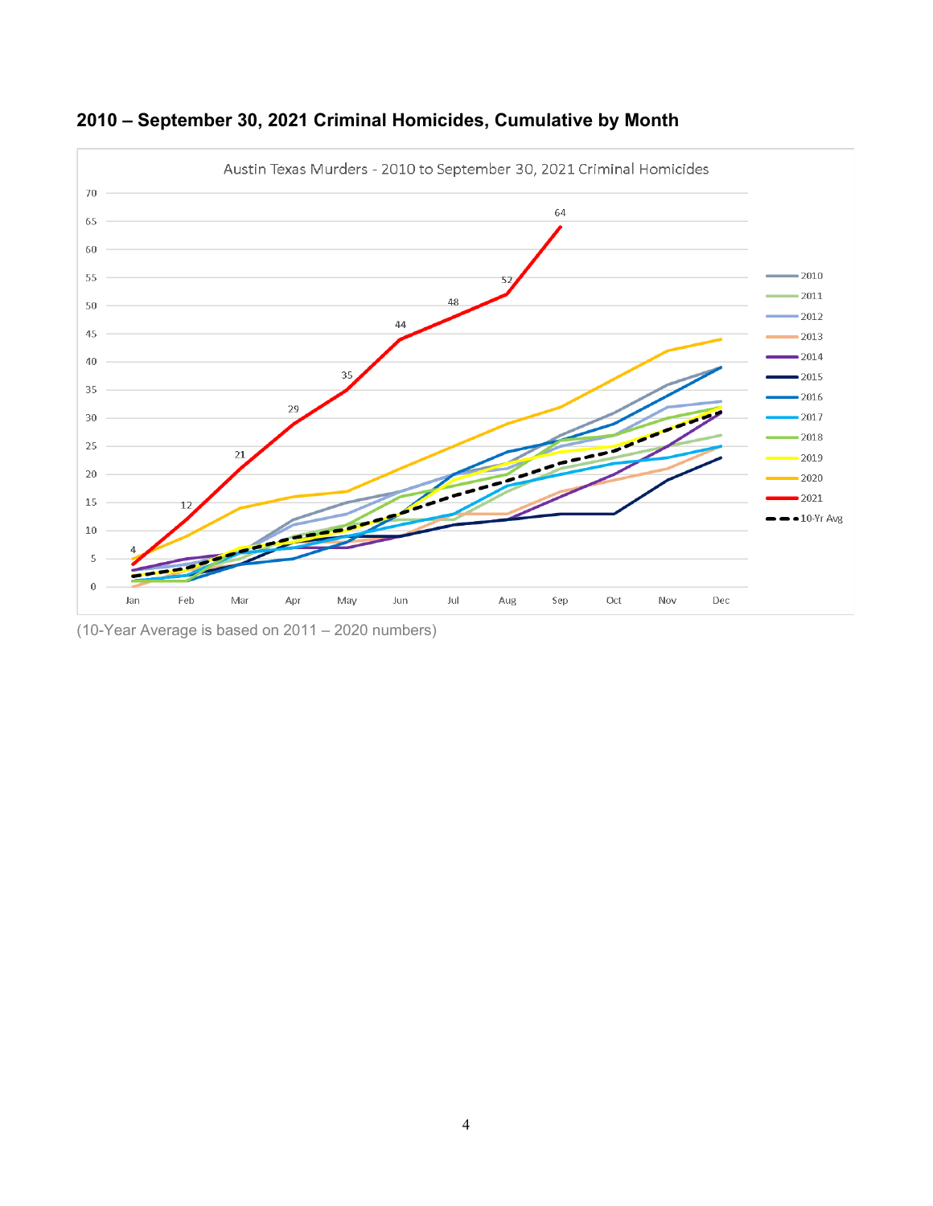**2010 – September 30, 2021 Criminal Homicides, Cumulative by Month**

Austin Texas Murders - 2010 to September 30, 2021 Criminal Homicides

70
65
60
55
50
45
40
35
30
25
20
15
10
5
0

Jan Feb Mar Apr May Jun Jul Aug Sep Oct Nov Dec

4
12
21
29
35
44
48
52
64

2010
2011
2012
2013
2014
2015
2016
2017
2018
2019
2020
2021
10-Yr Avg

(10-Year Average is based on 2011 – 2020 numbers)